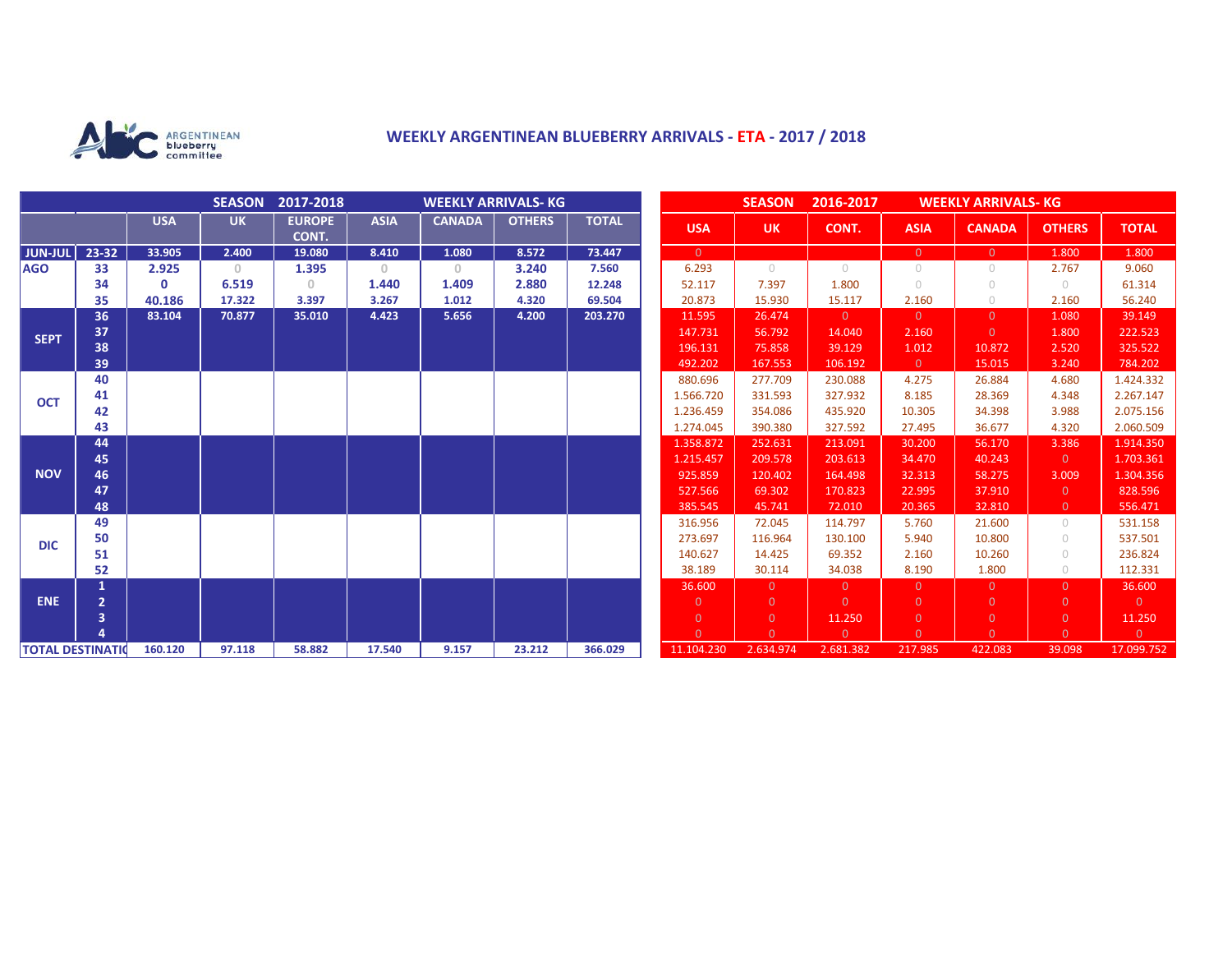ARGENTINEAN blueberry committee

# WEEKLY ARGENTINEAN BLUEBERRY ARRIVALS - ETA - 2017 / 2018

| | | SEASON 2017-2018 WEEKLY ARRIVALS- KG | | | | | | |
|---|---|---|---|---|---|---|---|---|
| | | USA | UK | EUROPE CONT. | ASIA | CANADA | OTHERS | TOTAL |
| JUN-JUL | 23-32 | 33.905 | 2.400 | 19.080 | 8.410 | 1.080 | 8.572 | 73.447 |
| AGO | 33 | 2.925 | 0 | 1.395 | 0 | 0 | 3.240 | 7.560 |
| | 34 | 0 | 6.519 | 0 | 1.440 | 1.409 | 2.880 | 12.248 |
| | 35 | 40.186 | 17.322 | 3.397 | 3.267 | 1.012 | 4.320 | 69.504 |
| SEPT | 36 | 83.104 | 70.877 | 35.010 | 4.423 | 5.656 | 4.200 | 203.270 |
| | 37 | | | | | | | |
| | 38 | | | | | | | |
| | 39 | | | | | | | |
| OCT | 40 | | | | | | | |
| | 41 | | | | | | | |
| | 42 | | | | | | | |
| | 43 | | | | | | | |
| NOV | 44 | | | | | | | |
| | 45 | | | | | | | |
| | 46 | | | | | | | |
| | 47 | | | | | | | |
| | 48 | | | | | | | |
| DIC | 49 | | | | | | | |
| | 50 | | | | | | | |
| | 51 | | | | | | | |
| | 52 | | | | | | | |
| ENE | 1 | | | | | | | |
| | 2 | | | | | | | |
| | 3 | | | | | | | |
| | 4 | | | | | | | |
| TOTAL DESTINATIO | | 160.120 | 97.118 | 58.882 | 17.540 | 9.157 | 23.212 | 366.029 |

| SEASON 2016-2017 WEEKLY ARRIVALS- KG | | | | | | |
|---|---|---|---|---|---|---|
| USA | UK | CONT. | ASIA | CANADA | OTHERS | TOTAL |
| 0 | | | 0 | 0 | 1.800 | 1.800 |
| 6.293 | 0 | 0 | 0 | 0 | 2.767 | 9.060 |
| 52.117 | 7.397 | 1.800 | 0 | 0 | 0 | 61.314 |
| 20.873 | 15.930 | 15.117 | 2.160 | 0 | 2.160 | 56.240 |
| 11.595 | 26.474 | 0 | 0 | 0 | 1.080 | 39.149 |
| 147.731 | 56.792 | 14.040 | 2.160 | 0 | 1.800 | 222.523 |
| 196.131 | 75.858 | 39.129 | 1.012 | 10.872 | 2.520 | 325.522 |
| 492.202 | 167.553 | 106.192 | 0 | 15.015 | 3.240 | 784.202 |
| 880.696 | 277.709 | 230.088 | 4.275 | 26.884 | 4.680 | 1.424.332 |
| 1.566.720 | 331.593 | 327.932 | 8.185 | 28.369 | 4.348 | 2.267.147 |
| 1.236.459 | 354.086 | 435.920 | 10.305 | 34.398 | 3.988 | 2.075.156 |
| 1.274.045 | 390.380 | 327.592 | 27.495 | 36.677 | 4.320 | 2.060.509 |
| 1.358.872 | 252.631 | 213.091 | 30.200 | 56.170 | 3.386 | 1.914.350 |
| 1.215.457 | 209.578 | 203.613 | 34.470 | 40.243 | 0 | 1.703.361 |
| 925.859 | 120.402 | 164.498 | 32.313 | 58.275 | 3.009 | 1.304.356 |
| 527.566 | 69.302 | 170.823 | 22.995 | 37.910 | 0 | 828.596 |
| 385.545 | 45.741 | 72.010 | 20.365 | 32.810 | 0 | 556.471 |
| 316.956 | 72.045 | 114.797 | 5.760 | 21.600 | 0 | 531.158 |
| 273.697 | 116.964 | 130.100 | 5.940 | 10.800 | 0 | 537.501 |
| 140.627 | 14.425 | 69.352 | 2.160 | 10.260 | 0 | 236.824 |
| 38.189 | 30.114 | 34.038 | 8.190 | 1.800 | 0 | 112.331 |
| 36.600 | 0 | 0 | 0 | 0 | 0 | 36.600 |
| 0 | 0 | 0 | 0 | 0 | 0 | 0 |
| 0 | 0 | 11.250 | 0 | 0 | 0 | 11.250 |
| 0 | 0 | 0 | 0 | 0 | 0 | 0 |
| 11.104.230 | 2.634.974 | 2.681.382 | 217.985 | 422.083 | 39.098 | 17.099.752 |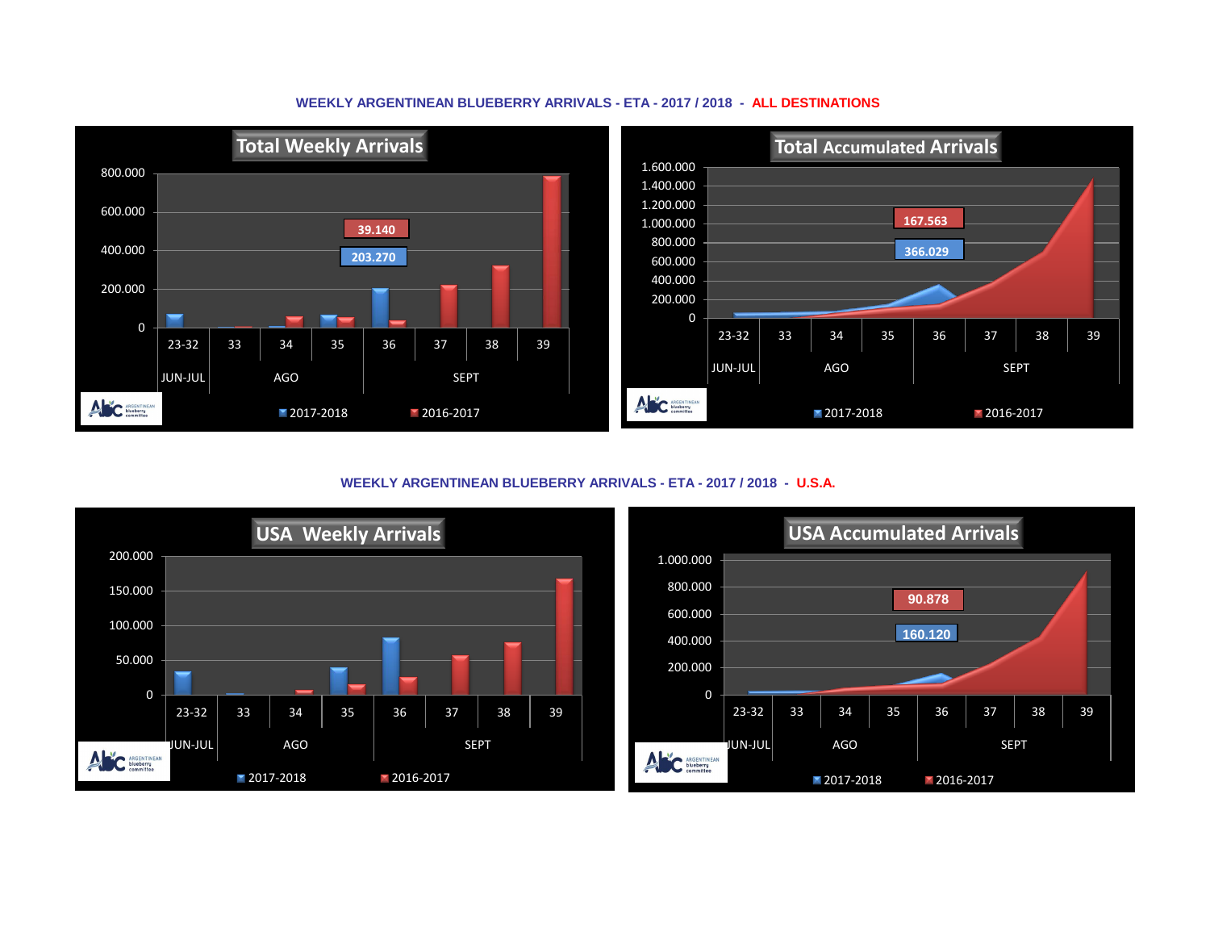## WEEKLY ARGENTINEAN BLUEBERRY ARRIVALS - ETA - 2017 / 2018 - ALL DESTINATIONS

**Total Weekly Arrivals**

- 2017-2018: 203.270
- 2016-2017: 39.140

Weeks: 23-32 (JUN-JUL), 33, 34, 35 (AGO), 36, 37, 38, 39 (SEPT)

Legend: 2017-2018, 2016-2017

**Total Accumulated Arrivals**

- 2016-2017: 167.563
- 2017-2018: 366.029

Weeks: 23-32 (JUN-JUL), 33, 34, 35 (AGO), 36, 37, 38, 39 (SEPT)

Legend: 2017-2018, 2016-2017

## WEEKLY ARGENTINEAN BLUEBERRY ARRIVALS - ETA - 2017 / 2018 - U.S.A.

**USA Weekly Arrivals**

Weeks: 23-32 (JUN-JUL), 33, 34, 35 (AGO), 36, 37, 38, 39 (SEPT)

Legend: 2017-2018, 2016-2017

**USA Accumulated Arrivals**

- 2016-2017: 90.878
- 2017-2018: 160.120

Weeks: 23-32 (JUN-JUL), 33, 34, 35 (AGO), 36, 37, 38, 39 (SEPT)

Legend: 2017-2018, 2016-2017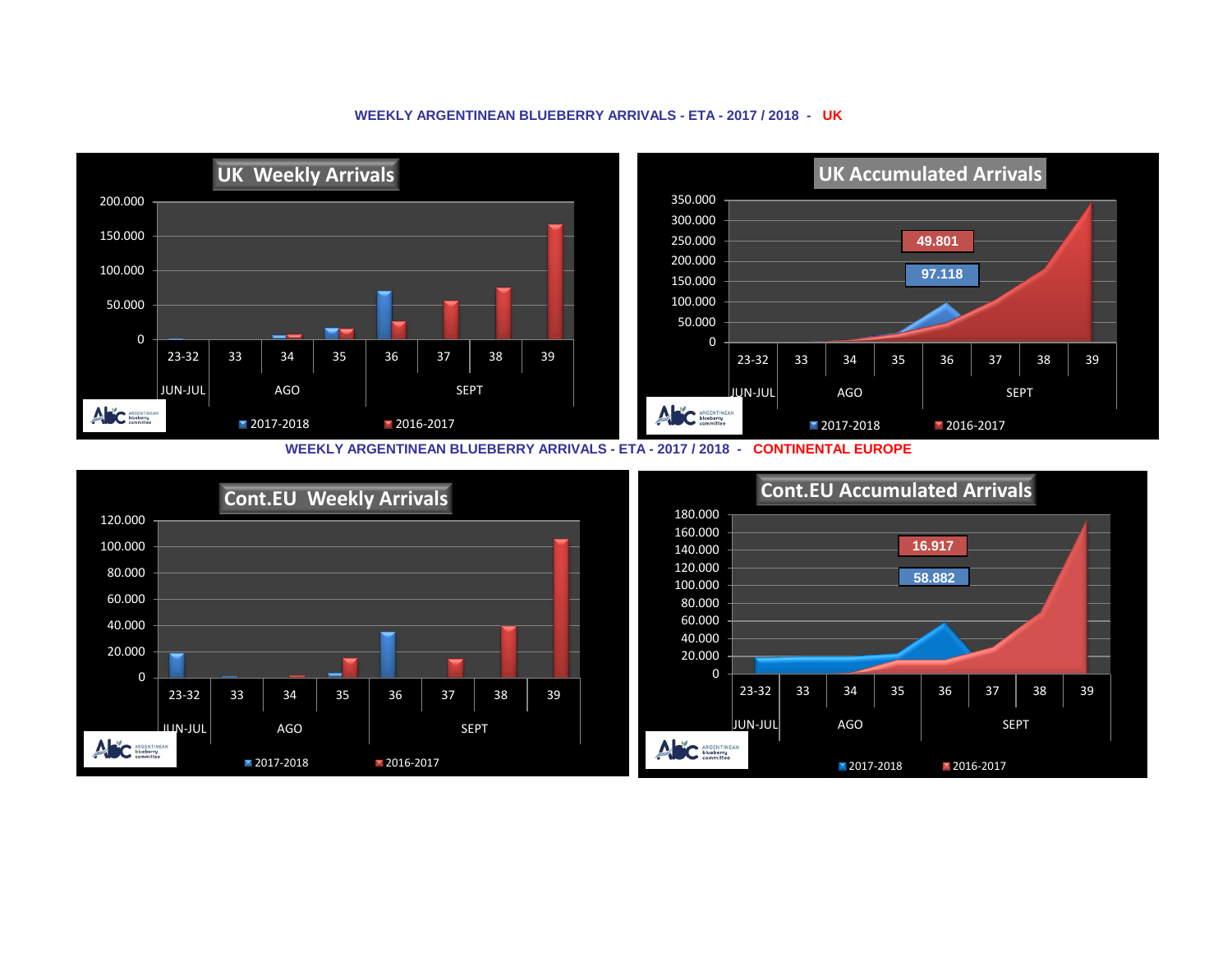## WEEKLY ARGENTINEAN BLUEBERRY ARRIVALS - ETA - 2017 / 2018 - UK

**UK Weekly Arrivals**

200.000
150.000
100.000
50.000
0

23-32 | 33 | 34 | 35 | 36 | 37 | 38 | 39

JUN-JUL | AGO | SEPT

2017-2018 2016-2017

**UK Accumulated Arrivals**

350.000
300.000
250.000
200.000
150.000
100.000
50.000
0

49.801

97.118

23-32 | 33 | 34 | 35 | 36 | 37 | 38 | 39

JUN-JUL | AGO | SEPT

2017-2018 2016-2017

## WEEKLY ARGENTINEAN BLUEBERRY ARRIVALS - ETA - 2017 / 2018 - CONTINENTAL EUROPE

**Cont.EU Weekly Arrivals**

120.000
100.000
80.000
60.000
40.000
20.000
0

23-32 | 33 | 34 | 35 | 36 | 37 | 38 | 39

JUN-JUL | AGO | SEPT

2017-2018 2016-2017

**Cont.EU Accumulated Arrivals**

180.000
160.000
140.000
120.000
100.000
80.000
60.000
40.000
20.000
0

16.917

58.882

23-32 | 33 | 34 | 35 | 36 | 37 | 38 | 39

JUN-JUL | AGO | SEPT

2017-2018 2016-2017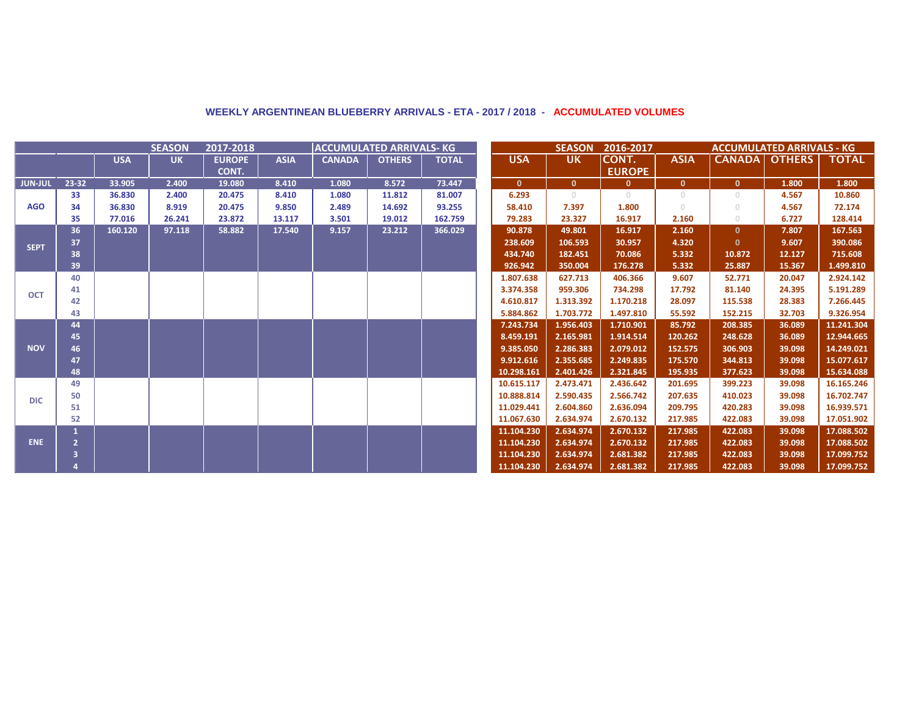### WEEKLY ARGENTINEAN BLUEBERRY ARRIVALS - ETA - 2017 / 2018 - ACCUMULATED VOLUMES

| | | SEASON 2017-2018 | | | | ACCUMULATED ARRIVALS- KG | | | SEASON 2016-2017 | | | | ACCUMULATED ARRIVALS - KG | | |
|---|---|---|---|---|---|---|---|---|---|---|---|---|---|---|---|
| | | USA | UK | EUROPE CONT. | ASIA | CANADA | OTHERS | TOTAL | USA | UK | CONT. EUROPE | ASIA | CANADA | OTHERS | TOTAL |
| JUN-JUL | 23-32 | 33.905 | 2.400 | 19.080 | 8.410 | 1.080 | 8.572 | 73.447 | 0 | 0 | 0 | 0 | 0 | 1.800 | 1.800 |
| AGO | 33 | 36.830 | 2.400 | 20.475 | 8.410 | 1.080 | 11.812 | 81.007 | 6.293 | 0 | 0 | 0 | 0 | 4.567 | 10.860 |
| | 34 | 36.830 | 8.919 | 20.475 | 9.850 | 2.489 | 14.692 | 93.255 | 58.410 | 7.397 | 1.800 | 0 | 0 | 4.567 | 72.174 |
| | 35 | 77.016 | 26.241 | 23.872 | 13.117 | 3.501 | 19.012 | 162.759 | 79.283 | 23.327 | 16.917 | 2.160 | 0 | 6.727 | 128.414 |
| SEPT | 36 | 160.120 | 97.118 | 58.882 | 17.540 | 9.157 | 23.212 | 366.029 | 90.878 | 49.801 | 16.917 | 2.160 | 0 | 7.807 | 167.563 |
| | 37 | | | | | | | | 238.609 | 106.593 | 30.957 | 4.320 | 0 | 9.607 | 390.086 |
| | 38 | | | | | | | | 434.740 | 182.451 | 70.086 | 5.332 | 10.872 | 12.127 | 715.608 |
| | 39 | | | | | | | | 926.942 | 350.004 | 176.278 | 5.332 | 25.887 | 15.367 | 1.499.810 |
| OCT | 40 | | | | | | | | 1.807.638 | 627.713 | 406.366 | 9.607 | 52.771 | 20.047 | 2.924.142 |
| | 41 | | | | | | | | 3.374.358 | 959.306 | 734.298 | 17.792 | 81.140 | 24.395 | 5.191.289 |
| | 42 | | | | | | | | 4.610.817 | 1.313.392 | 1.170.218 | 28.097 | 115.538 | 28.383 | 7.266.445 |
| | 43 | | | | | | | | 5.884.862 | 1.703.772 | 1.497.810 | 55.592 | 152.215 | 32.703 | 9.326.954 |
| NOV | 44 | | | | | | | | 7.243.734 | 1.956.403 | 1.710.901 | 85.792 | 208.385 | 36.089 | 11.241.304 |
| | 45 | | | | | | | | 8.459.191 | 2.165.981 | 1.914.514 | 120.262 | 248.628 | 36.089 | 12.944.665 |
| | 46 | | | | | | | | 9.385.050 | 2.286.383 | 2.079.012 | 152.575 | 306.903 | 39.098 | 14.249.021 |
| | 47 | | | | | | | | 9.912.616 | 2.355.685 | 2.249.835 | 175.570 | 344.813 | 39.098 | 15.077.617 |
| | 48 | | | | | | | | 10.298.161 | 2.401.426 | 2.321.845 | 195.935 | 377.623 | 39.098 | 15.634.088 |
| DIC | 49 | | | | | | | | 10.615.117 | 2.473.471 | 2.436.642 | 201.695 | 399.223 | 39.098 | 16.165.246 |
| | 50 | | | | | | | | 10.888.814 | 2.590.435 | 2.566.742 | 207.635 | 410.023 | 39.098 | 16.702.747 |
| | 51 | | | | | | | | 11.029.441 | 2.604.860 | 2.636.094 | 209.795 | 420.283 | 39.098 | 16.939.571 |
| | 52 | | | | | | | | 11.067.630 | 2.634.974 | 2.670.132 | 217.985 | 422.083 | 39.098 | 17.051.902 |
| ENE | 1 | | | | | | | | 11.104.230 | 2.634.974 | 2.670.132 | 217.985 | 422.083 | 39.098 | 17.088.502 |
| | 2 | | | | | | | | 11.104.230 | 2.634.974 | 2.670.132 | 217.985 | 422.083 | 39.098 | 17.088.502 |
| | 3 | | | | | | | | 11.104.230 | 2.634.974 | 2.681.382 | 217.985 | 422.083 | 39.098 | 17.099.752 |
| | 4 | | | | | | | | 11.104.230 | 2.634.974 | 2.681.382 | 217.985 | 422.083 | 39.098 | 17.099.752 |